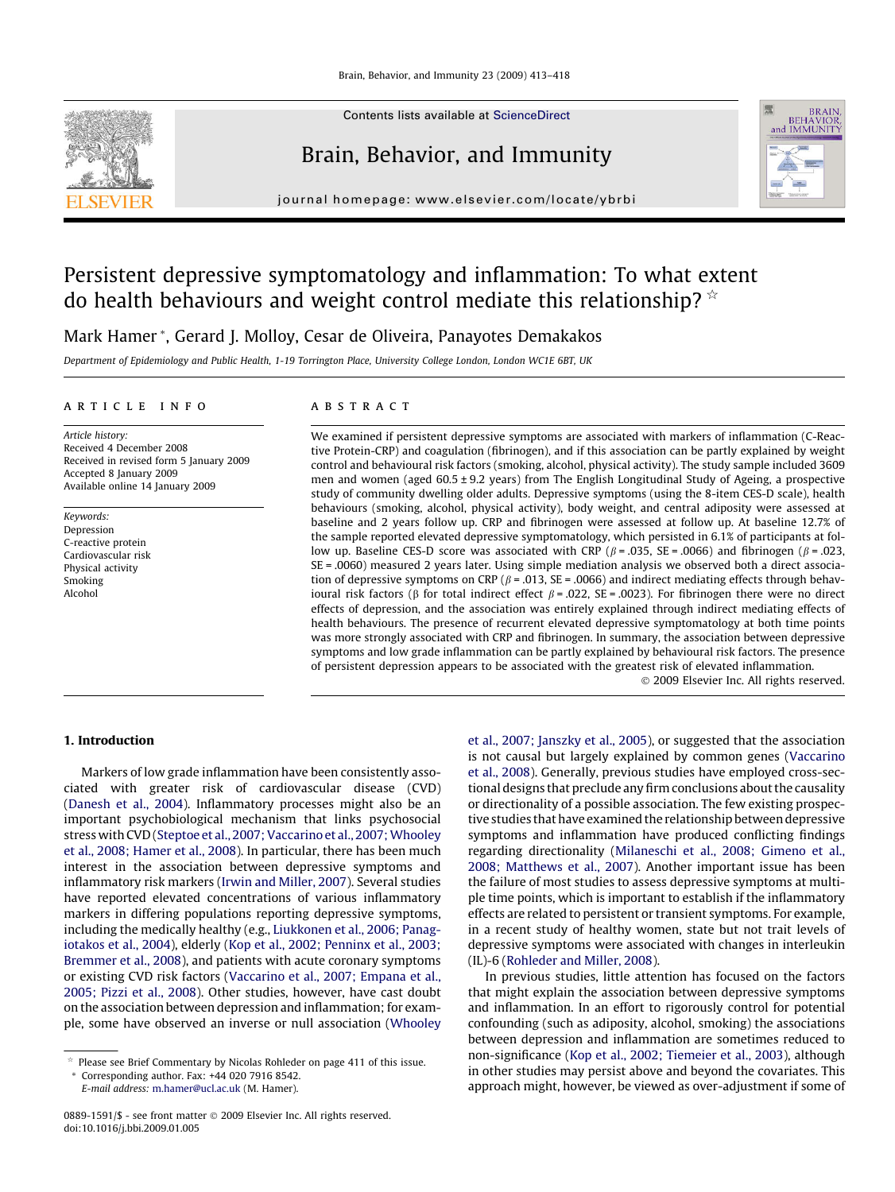# Persistent depressive symptomatology and inflammation: To what extent do health behaviours and weight control mediate this relationship? ☆

Mark Hamer *, Gerard J. Molloy, Cesar de Oliveira, Panayotes Demakakos

*Department of Epidemiology and Public Health, 1-19 Torrington Place, University College London, London WC1E 6BT, UK*

## ARTICLE INFO

*Article history:*
Received 4 December 2008
Received in revised form 5 January 2009
Accepted 8 January 2009
Available online 14 January 2009

*Keywords:*
Depression
C-reactive protein
Cardiovascular risk
Physical activity
Smoking
Alcohol

## ABSTRACT

We examined if persistent depressive symptoms are associated with markers of inflammation (C-Reactive Protein-CRP) and coagulation (fibrinogen), and if this association can be partly explained by weight control and behavioural risk factors (smoking, alcohol, physical activity). The study sample included 3609 men and women (aged 60.5 ± 9.2 years) from The English Longitudinal Study of Ageing, a prospective study of community dwelling older adults. Depressive symptoms (using the 8-item CES-D scale), health behaviours (smoking, alcohol, physical activity), body weight, and central adiposity were assessed at baseline and 2 years follow up. CRP and fibrinogen were assessed at follow up. At baseline 12.7% of the sample reported elevated depressive symptomatology, which persisted in 6.1% of participants at follow up. Baseline CES-D score was associated with CRP ($\beta = .035$, SE = .0066) and fibrinogen ($\beta = .023$, SE = .0060) measured 2 years later. Using simple mediation analysis we observed both a direct association of depressive symptoms on CRP ($\beta = .013$, SE = .0066) and indirect mediating effects through behavioural risk factors (β for total indirect effect $\beta = .022$, SE = .0023). For fibrinogen there were no direct effects of depression, and the association was entirely explained through indirect mediating effects of health behaviours. The presence of recurrent elevated depressive symptomatology at both time points was more strongly associated with CRP and fibrinogen. In summary, the association between depressive symptoms and low grade inflammation can be partly explained by behavioural risk factors. The presence of persistent depression appears to be associated with the greatest risk of elevated inflammation.

© 2009 Elsevier Inc. All rights reserved.

## 1. Introduction

Markers of low grade inflammation have been consistently associated with greater risk of cardiovascular disease (CVD) (Danesh et al., 2004). Inflammatory processes might also be an important psychobiological mechanism that links psychosocial stress with CVD (Steptoe et al., 2007; Vaccarino et al., 2007; Whooley et al., 2008; Hamer et al., 2008). In particular, there has been much interest in the association between depressive symptoms and inflammatory risk markers (Irwin and Miller, 2007). Several studies have reported elevated concentrations of various inflammatory markers in differing populations reporting depressive symptoms, including the medically healthy (e.g., Liukkonen et al., 2006; Panagiotakos et al., 2004), elderly (Kop et al., 2002; Penninx et al., 2003; Bremmer et al., 2008), and patients with acute coronary symptoms or existing CVD risk factors (Vaccarino et al., 2007; Empana et al., 2005; Pizzi et al., 2008). Other studies, however, have cast doubt on the association between depression and inflammation; for example, some have observed an inverse or null association (Whooley et al., 2007; Janszky et al., 2005), or suggested that the association is not causal but largely explained by common genes (Vaccarino et al., 2008). Generally, previous studies have employed cross-sectional designs that preclude any firm conclusions about the causality or directionality of a possible association. The few existing prospective studies that have examined the relationship between depressive symptoms and inflammation have produced conflicting findings regarding directionality (Milaneschi et al., 2008; Gimeno et al., 2008; Matthews et al., 2007). Another important issue has been the failure of most studies to assess depressive symptoms at multiple time points, which is important to establish if the inflammatory effects are related to persistent or transient symptoms. For example, in a recent study of healthy women, state but not trait levels of depressive symptoms were associated with changes in interleukin (IL)-6 (Rohleder and Miller, 2008).

In previous studies, little attention has focused on the factors that might explain the association between depressive symptoms and inflammation. In an effort to rigorously control for potential confounding (such as adiposity, alcohol, smoking) the associations between depression and inflammation are sometimes reduced to non-significance (Kop et al., 2002; Tiemeier et al., 2003), although in other studies may persist above and beyond the covariates. This approach might, however, be viewed as over-adjustment if some of

---

☆ Please see Brief Commentary by Nicolas Rohleder on page 411 of this issue.
* Corresponding author. Fax: +44 020 7916 8542.
*E-mail address:* m.hamer@ucl.ac.uk (M. Hamer).

0889-1591/$ - see front matter © 2009 Elsevier Inc. All rights reserved.
doi:10.1016/j.bbi.2009.01.005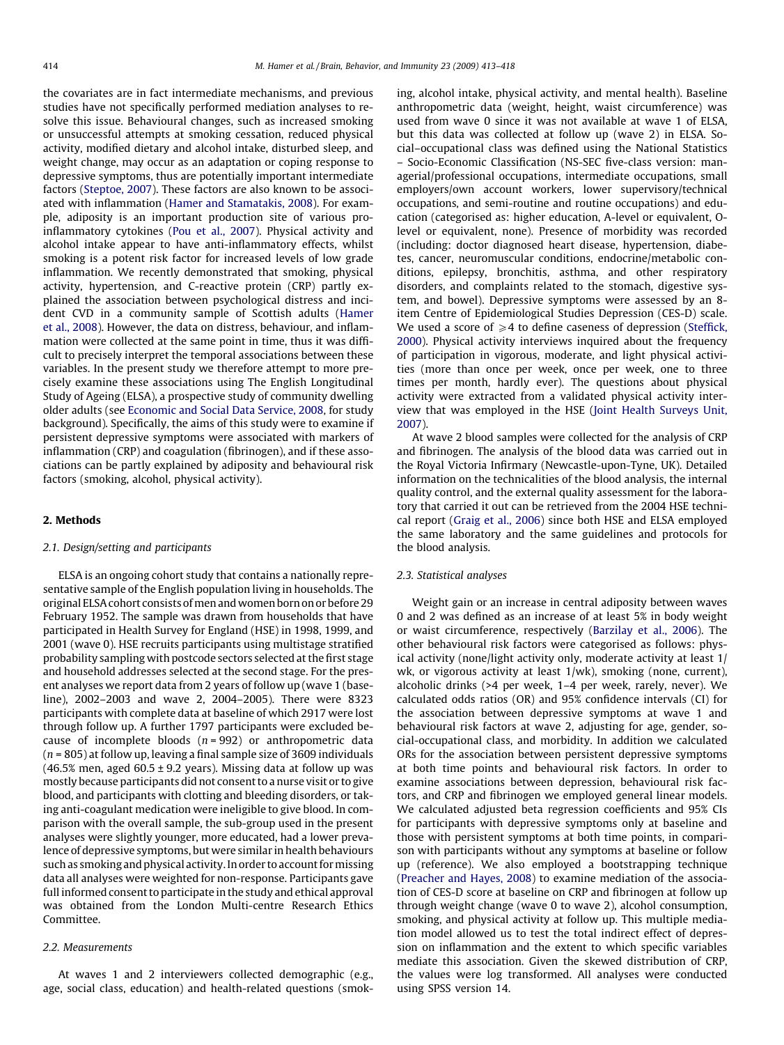the covariates are in fact intermediate mechanisms, and previous studies have not specifically performed mediation analyses to resolve this issue. Behavioural changes, such as increased smoking or unsuccessful attempts at smoking cessation, reduced physical activity, modified dietary and alcohol intake, disturbed sleep, and weight change, may occur as an adaptation or coping response to depressive symptoms, thus are potentially important intermediate factors (Steptoe, 2007). These factors are also known to be associated with inflammation (Hamer and Stamatakis, 2008). For example, adiposity is an important production site of various pro-inflammatory cytokines (Pou et al., 2007). Physical activity and alcohol intake appear to have anti-inflammatory effects, whilst smoking is a potent risk factor for increased levels of low grade inflammation. We recently demonstrated that smoking, physical activity, hypertension, and C-reactive protein (CRP) partly explained the association between psychological distress and incident CVD in a community sample of Scottish adults (Hamer et al., 2008). However, the data on distress, behaviour, and inflammation were collected at the same point in time, thus it was difficult to precisely interpret the temporal associations between these variables. In the present study we therefore attempt to more precisely examine these associations using The English Longitudinal Study of Ageing (ELSA), a prospective study of community dwelling older adults (see Economic and Social Data Service, 2008, for study background). Specifically, the aims of this study were to examine if persistent depressive symptoms were associated with markers of inflammation (CRP) and coagulation (fibrinogen), and if these associations can be partly explained by adiposity and behavioural risk factors (smoking, alcohol, physical activity).

## 2. Methods

### 2.1. Design/setting and participants

ELSA is an ongoing cohort study that contains a nationally representative sample of the English population living in households. The original ELSA cohort consists of men and women born on or before 29 February 1952. The sample was drawn from households that have participated in Health Survey for England (HSE) in 1998, 1999, and 2001 (wave 0). HSE recruits participants using multistage stratified probability sampling with postcode sectors selected at the first stage and household addresses selected at the second stage. For the present analyses we report data from 2 years of follow up (wave 1 (baseline), 2002–2003 and wave 2, 2004–2005). There were 8323 participants with complete data at baseline of which 2917 were lost through follow up. A further 1797 participants were excluded because of incomplete bloods ($n = 992$) or anthropometric data ($n = 805$) at follow up, leaving a final sample size of 3609 individuals (46.5% men, aged 60.5 ± 9.2 years). Missing data at follow up was mostly because participants did not consent to a nurse visit or to give blood, and participants with clotting and bleeding disorders, or taking anti-coagulant medication were ineligible to give blood. In comparison with the overall sample, the sub-group used in the present analyses were slightly younger, more educated, had a lower prevalence of depressive symptoms, but were similar in health behaviours such as smoking and physical activity. In order to account for missing data all analyses were weighted for non-response. Participants gave full informed consent to participate in the study and ethical approval was obtained from the London Multi-centre Research Ethics Committee.

### 2.2. Measurements

At waves 1 and 2 interviewers collected demographic (e.g., age, social class, education) and health-related questions (smoking, alcohol intake, physical activity, and mental health). Baseline anthropometric data (weight, height, waist circumference) was used from wave 0 since it was not available at wave 1 of ELSA, but this data was collected at follow up (wave 2) in ELSA. Social–occupational class was defined using the National Statistics – Socio-Economic Classification (NS-SEC five-class version: managerial/professional occupations, intermediate occupations, small employers/own account workers, lower supervisory/technical occupations, and semi-routine and routine occupations) and education (categorised as: higher education, A-level or equivalent, O-level or equivalent, none). Presence of morbidity was recorded (including: doctor diagnosed heart disease, hypertension, diabetes, cancer, neuromuscular conditions, endocrine/metabolic conditions, epilepsy, bronchitis, asthma, and other respiratory disorders, and complaints related to the stomach, digestive system, and bowel). Depressive symptoms were assessed by an 8-item Centre of Epidemiological Studies Depression (CES-D) scale. We used a score of $\geqslant 4$ to define caseness of depression (Steffick, 2000). Physical activity interviews inquired about the frequency of participation in vigorous, moderate, and light physical activities (more than once per week, once per week, one to three times per month, hardly ever). The questions about physical activity were extracted from a validated physical activity interview that was employed in the HSE (Joint Health Surveys Unit, 2007).

At wave 2 blood samples were collected for the analysis of CRP and fibrinogen. The analysis of the blood data was carried out in the Royal Victoria Infirmary (Newcastle-upon-Tyne, UK). Detailed information on the technicalities of the blood analysis, the internal quality control, and the external quality assessment for the laboratory that carried it out can be retrieved from the 2004 HSE technical report (Graig et al., 2006) since both HSE and ELSA employed the same laboratory and the same guidelines and protocols for the blood analysis.

### 2.3. Statistical analyses

Weight gain or an increase in central adiposity between waves 0 and 2 was defined as an increase of at least 5% in body weight or waist circumference, respectively (Barzilay et al., 2006). The other behavioural risk factors were categorised as follows: physical activity (none/light activity only, moderate activity at least 1/wk, or vigorous activity at least 1/wk), smoking (none, current), alcoholic drinks (>4 per week, 1–4 per week, rarely, never). We calculated odds ratios (OR) and 95% confidence intervals (CI) for the association between depressive symptoms at wave 1 and behavioural risk factors at wave 2, adjusting for age, gender, social-occupational class, and morbidity. In addition we calculated ORs for the association between persistent depressive symptoms at both time points and behavioural risk factors. In order to examine associations between depression, behavioural risk factors, and CRP and fibrinogen we employed general linear models. We calculated adjusted beta regression coefficients and 95% CIs for participants with depressive symptoms only at baseline and those with persistent symptoms at both time points, in comparison with participants without any symptoms at baseline or follow up (reference). We also employed a bootstrapping technique (Preacher and Hayes, 2008) to examine mediation of the association of CES-D score at baseline on CRP and fibrinogen at follow up through weight change (wave 0 to wave 2), alcohol consumption, smoking, and physical activity at follow up. This multiple mediation model allowed us to test the total indirect effect of depression on inflammation and the extent to which specific variables mediate this association. Given the skewed distribution of CRP, the values were log transformed. All analyses were conducted using SPSS version 14.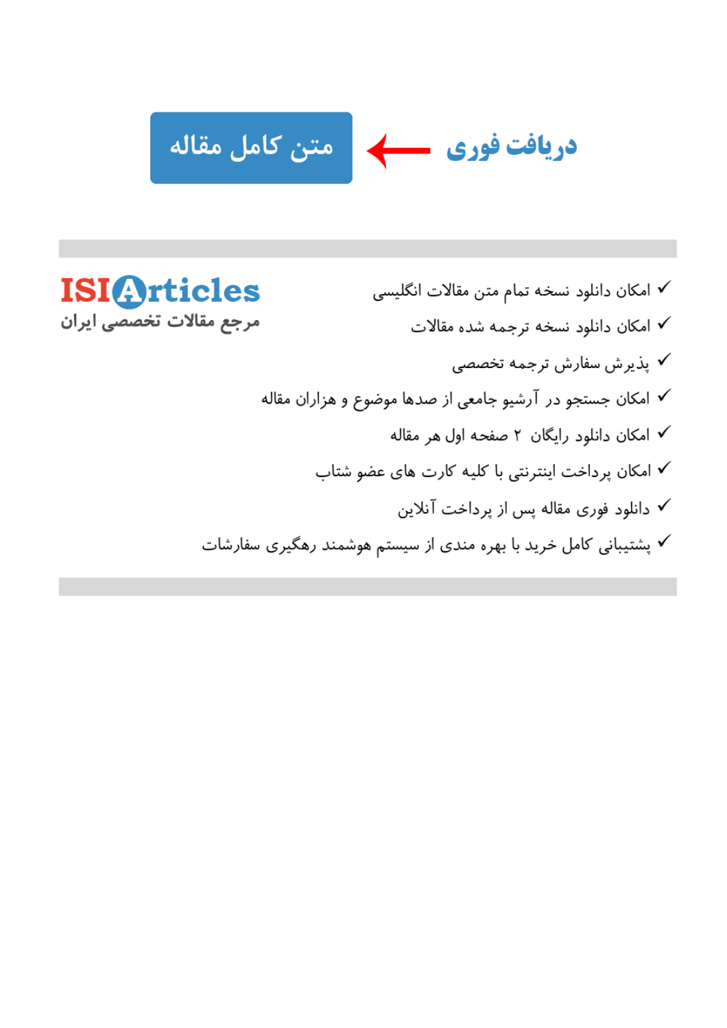دریافت فوری ← **متن کامل مقاله**

**ISIArticles**
مرجع مقالات تخصصی ایران

- ✓ امکان دانلود نسخه تمام متن مقالات انگلیسی
- ✓ امکان دانلود نسخه ترجمه شده مقالات
- ✓ پذیرش سفارش ترجمه تخصصی
- ✓ امکان جستجو در آرشیو جامعی از صدها موضوع و هزاران مقاله
- ✓ امکان دانلود رایگان ۲ صفحه اول هر مقاله
- ✓ امکان پرداخت اینترنتی با کلیه کارت های عضو شتاب
- ✓ دانلود فوری مقاله پس از پرداخت آنلاین
- ✓ پشتیبانی کامل خرید با بهره مندی از سیستم هوشمند رهگیری سفارشات